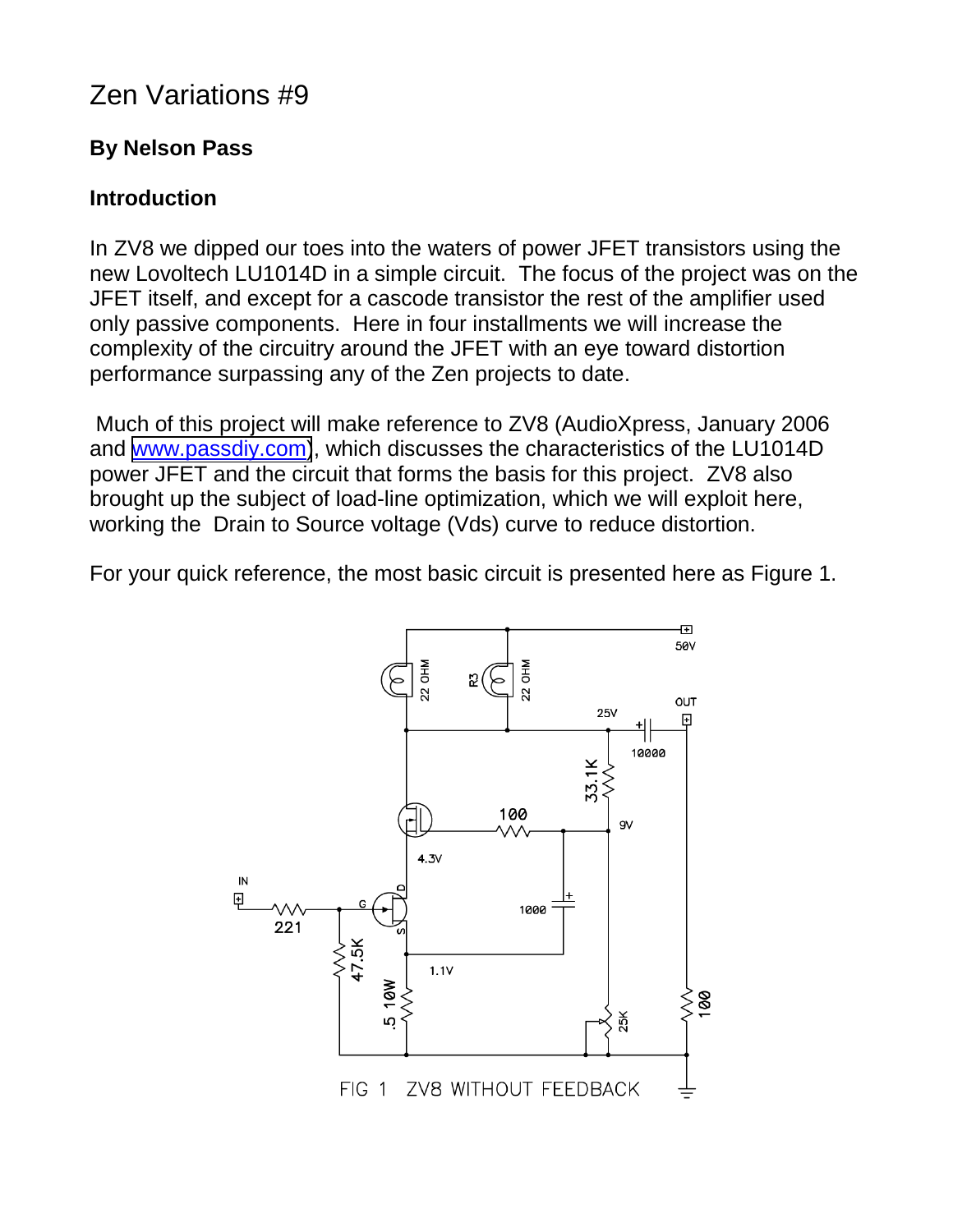# Zen Variations #9

## By Nelson Pass

## Introduction

In ZV8 we dipped our toes into the waters of power JFET transistors using the new Lovoltech LU1014D in a simple circuit. The focus of the project was on the JFET itself, and except for a cascode transistor the rest of the amplifier used only passive components. Here in four installments we will increase the complexity of the circuitry around the JFET with an eye toward distortion performance surpassing any of the Zen projects to date.

Much of this project will make reference to ZV8 (AudioXpress, January 2006 and www.passdiy.com), which discusses the characteristics of the LU1014D power JFET and the circuit that forms the basis for this project. ZV8 also brought up the subject of load-line optimization, which we will exploit here, working the Drain to Source voltage (Vds) curve to reduce distortion.

For your quick reference, the most basic circuit is presented here as Figure 1.

FIG 1 ZV8 WITHOUT FEEDBACK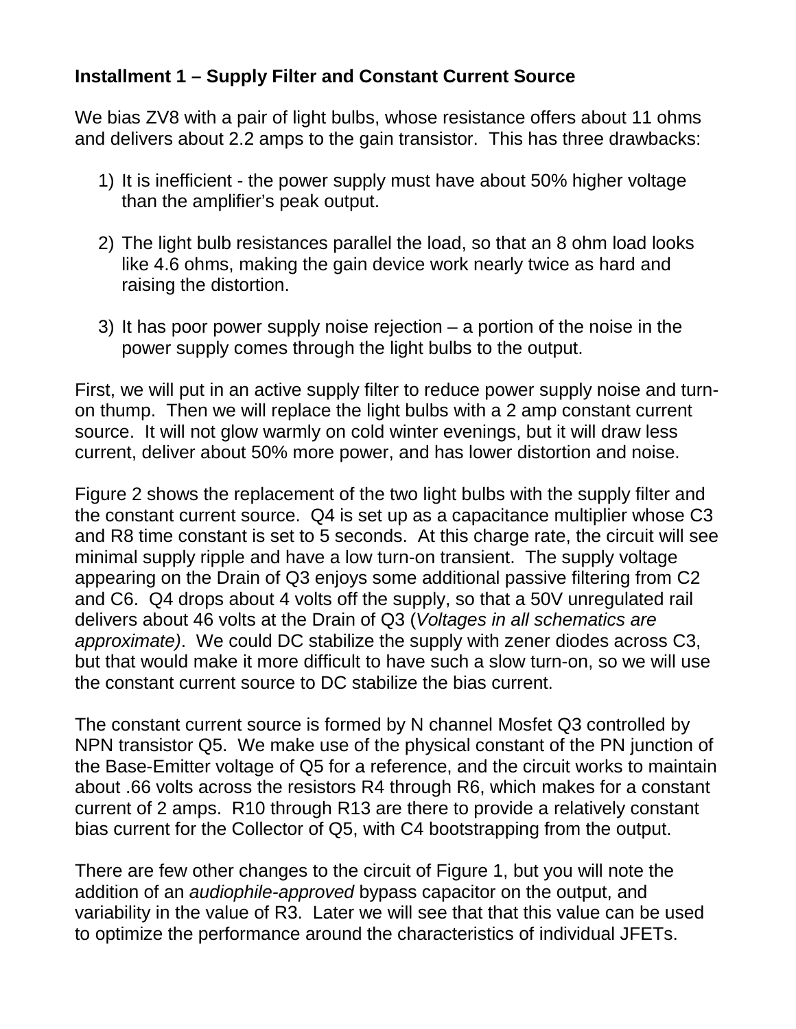**Installment 1 – Supply Filter and Constant Current Source**

We bias ZV8 with a pair of light bulbs, whose resistance offers about 11 ohms and delivers about 2.2 amps to the gain transistor. This has three drawbacks:

1) It is inefficient - the power supply must have about 50% higher voltage than the amplifier's peak output.

2) The light bulb resistances parallel the load, so that an 8 ohm load looks like 4.6 ohms, making the gain device work nearly twice as hard and raising the distortion.

3) It has poor power supply noise rejection – a portion of the noise in the power supply comes through the light bulbs to the output.

First, we will put in an active supply filter to reduce power supply noise and turn-on thump. Then we will replace the light bulbs with a 2 amp constant current source. It will not glow warmly on cold winter evenings, but it will draw less current, deliver about 50% more power, and has lower distortion and noise.

Figure 2 shows the replacement of the two light bulbs with the supply filter and the constant current source. Q4 is set up as a capacitance multiplier whose C3 and R8 time constant is set to 5 seconds. At this charge rate, the circuit will see minimal supply ripple and have a low turn-on transient. The supply voltage appearing on the Drain of Q3 enjoys some additional passive filtering from C2 and C6. Q4 drops about 4 volts off the supply, so that a 50V unregulated rail delivers about 46 volts at the Drain of Q3 (*Voltages in all schematics are approximate)*. We could DC stabilize the supply with zener diodes across C3, but that would make it more difficult to have such a slow turn-on, so we will use the constant current source to DC stabilize the bias current.

The constant current source is formed by N channel Mosfet Q3 controlled by NPN transistor Q5. We make use of the physical constant of the PN junction of the Base-Emitter voltage of Q5 for a reference, and the circuit works to maintain about .66 volts across the resistors R4 through R6, which makes for a constant current of 2 amps. R10 through R13 are there to provide a relatively constant bias current for the Collector of Q5, with C4 bootstrapping from the output.

There are few other changes to the circuit of Figure 1, but you will note the addition of an *audiophile-approved* bypass capacitor on the output, and variability in the value of R3. Later we will see that that this value can be used to optimize the performance around the characteristics of individual JFETs.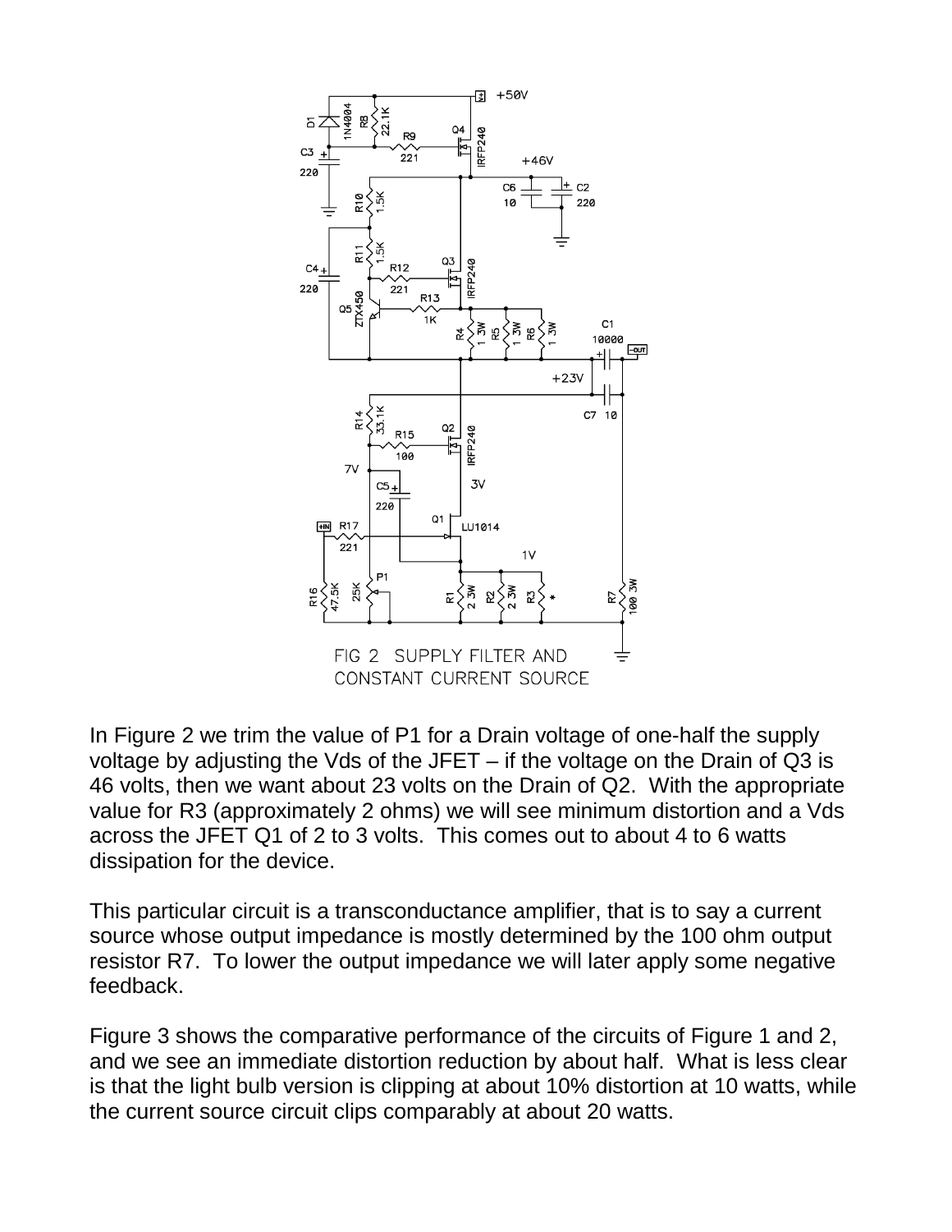FIG 2 SUPPLY FILTER AND CONSTANT CURRENT SOURCE

In Figure 2 we trim the value of P1 for a Drain voltage of one-half the supply voltage by adjusting the Vds of the JFET – if the voltage on the Drain of Q3 is 46 volts, then we want about 23 volts on the Drain of Q2. With the appropriate value for R3 (approximately 2 ohms) we will see minimum distortion and a Vds across the JFET Q1 of 2 to 3 volts. This comes out to about 4 to 6 watts dissipation for the device.

This particular circuit is a transconductance amplifier, that is to say a current source whose output impedance is mostly determined by the 100 ohm output resistor R7. To lower the output impedance we will later apply some negative feedback.

Figure 3 shows the comparative performance of the circuits of Figure 1 and 2, and we see an immediate distortion reduction by about half. What is less clear is that the light bulb version is clipping at about 10% distortion at 10 watts, while the current source circuit clips comparably at about 20 watts.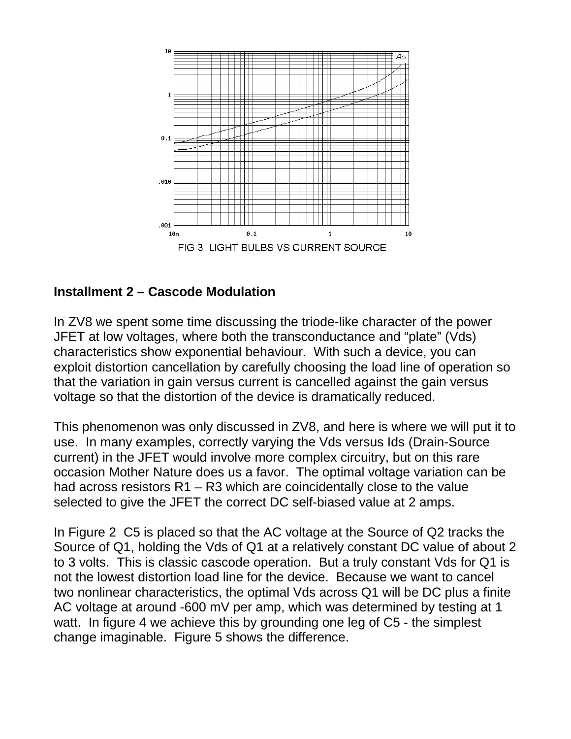FIG 3 LIGHT BULBS VS CURRENT SOURCE

## Installment 2 – Cascode Modulation

In ZV8 we spent some time discussing the triode-like character of the power JFET at low voltages, where both the transconductance and "plate" (Vds) characteristics show exponential behaviour. With such a device, you can exploit distortion cancellation by carefully choosing the load line of operation so that the variation in gain versus current is cancelled against the gain versus voltage so that the distortion of the device is dramatically reduced.

This phenomenon was only discussed in ZV8, and here is where we will put it to use. In many examples, correctly varying the Vds versus Ids (Drain-Source current) in the JFET would involve more complex circuitry, but on this rare occasion Mother Nature does us a favor. The optimal voltage variation can be had across resistors R1 – R3 which are coincidentally close to the value selected to give the JFET the correct DC self-biased value at 2 amps.

In Figure 2 C5 is placed so that the AC voltage at the Source of Q2 tracks the Source of Q1, holding the Vds of Q1 at a relatively constant DC value of about 2 to 3 volts. This is classic cascode operation. But a truly constant Vds for Q1 is not the lowest distortion load line for the device. Because we want to cancel two nonlinear characteristics, the optimal Vds across Q1 will be DC plus a finite AC voltage at around -600 mV per amp, which was determined by testing at 1 watt. In figure 4 we achieve this by grounding one leg of C5 - the simplest change imaginable. Figure 5 shows the difference.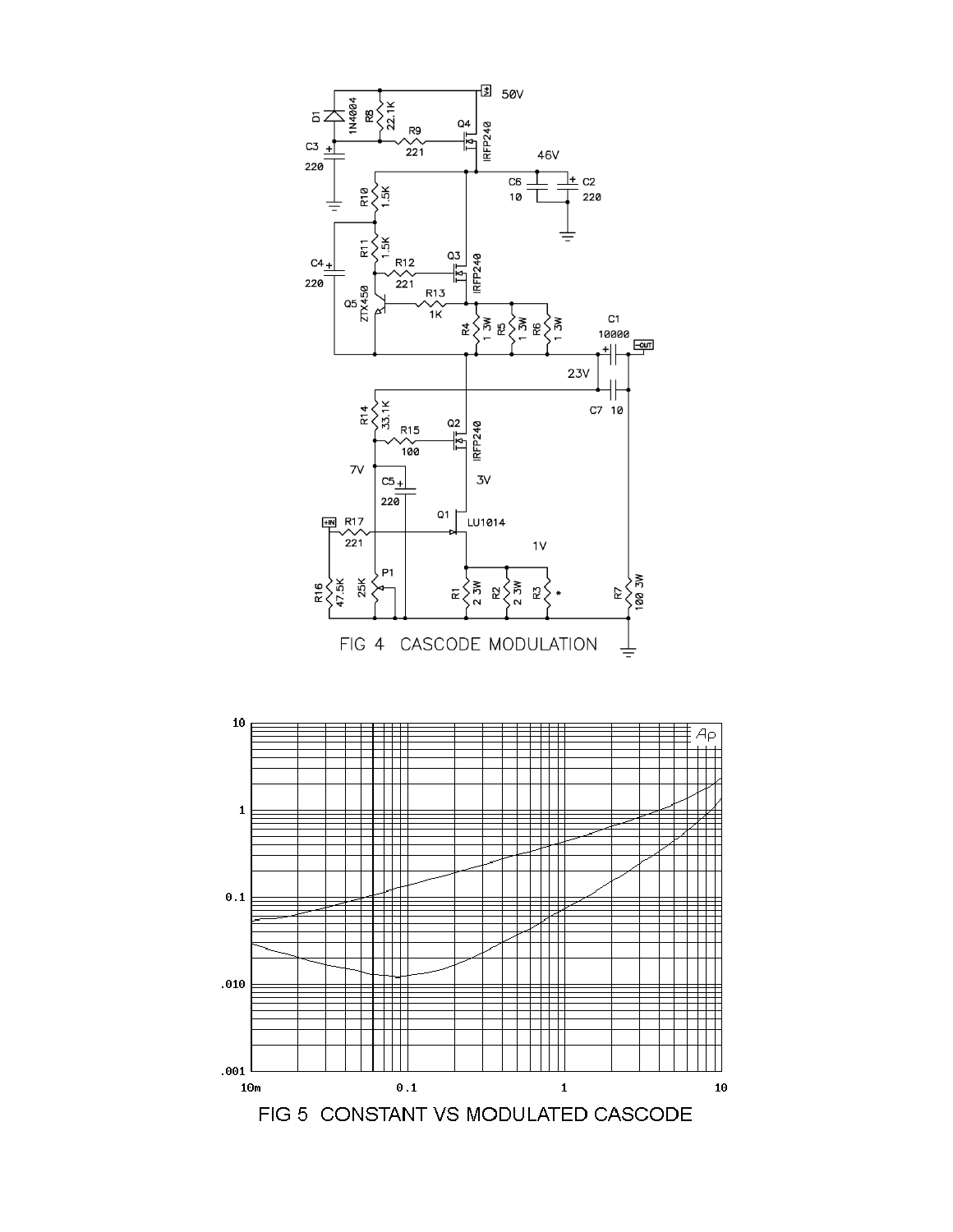FIG 4 CASCODE MODULATION

FIG 5 CONSTANT VS MODULATED CASCODE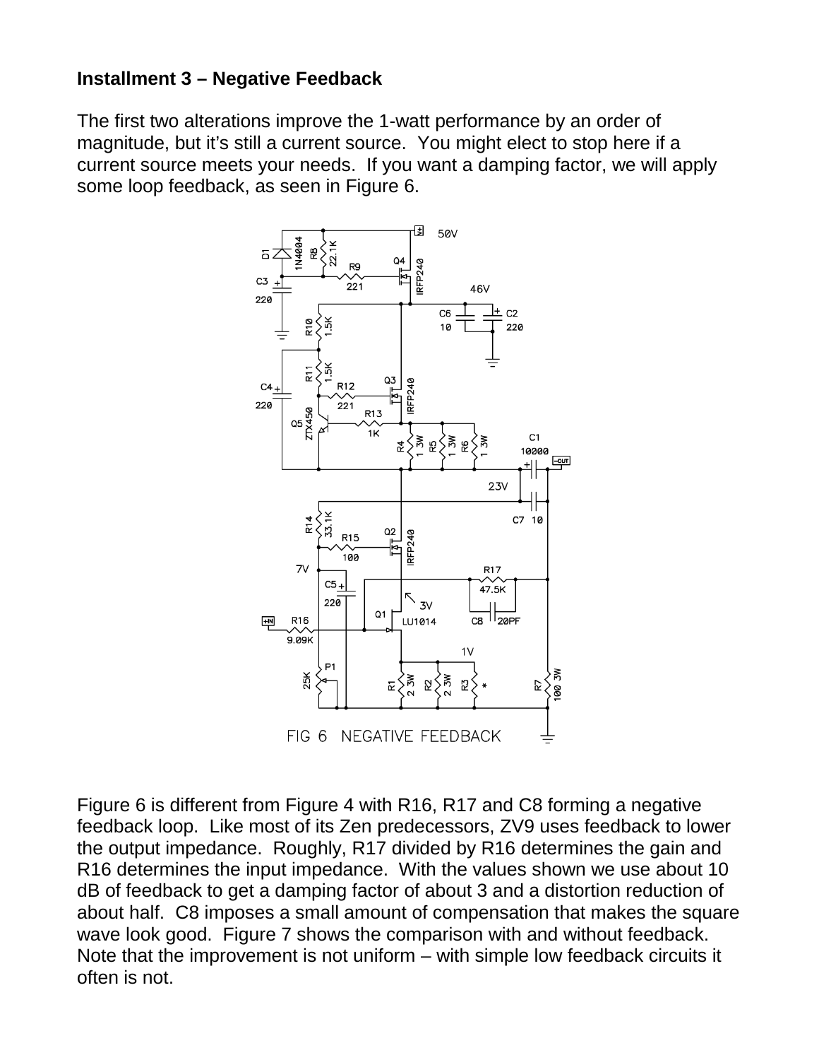## Installment 3 – Negative Feedback

The first two alterations improve the 1-watt performance by an order of magnitude, but it's still a current source. You might elect to stop here if a current source meets your needs. If you want a damping factor, we will apply some loop feedback, as seen in Figure 6.

FIG 6 NEGATIVE FEEDBACK

Figure 6 is different from Figure 4 with R16, R17 and C8 forming a negative feedback loop. Like most of its Zen predecessors, ZV9 uses feedback to lower the output impedance. Roughly, R17 divided by R16 determines the gain and R16 determines the input impedance. With the values shown we use about 10 dB of feedback to get a damping factor of about 3 and a distortion reduction of about half. C8 imposes a small amount of compensation that makes the square wave look good. Figure 7 shows the comparison with and without feedback. Note that the improvement is not uniform – with simple low feedback circuits it often is not.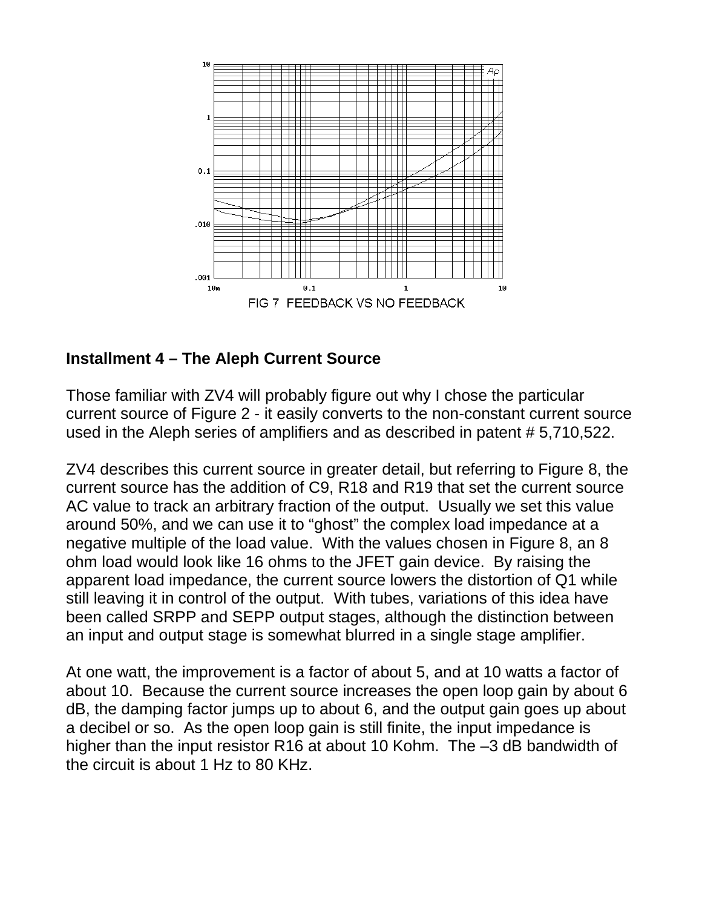FIG 7 FEEDBACK VS NO FEEDBACK

**Installment 4 – The Aleph Current Source**

Those familiar with ZV4 will probably figure out why I chose the particular current source of Figure 2 - it easily converts to the non-constant current source used in the Aleph series of amplifiers and as described in patent # 5,710,522.

ZV4 describes this current source in greater detail, but referring to Figure 8, the current source has the addition of C9, R18 and R19 that set the current source AC value to track an arbitrary fraction of the output. Usually we set this value around 50%, and we can use it to "ghost" the complex load impedance at a negative multiple of the load value. With the values chosen in Figure 8, an 8 ohm load would look like 16 ohms to the JFET gain device. By raising the apparent load impedance, the current source lowers the distortion of Q1 while still leaving it in control of the output. With tubes, variations of this idea have been called SRPP and SEPP output stages, although the distinction between an input and output stage is somewhat blurred in a single stage amplifier.

At one watt, the improvement is a factor of about 5, and at 10 watts a factor of about 10. Because the current source increases the open loop gain by about 6 dB, the damping factor jumps up to about 6, and the output gain goes up about a decibel or so. As the open loop gain is still finite, the input impedance is higher than the input resistor R16 at about 10 Kohm. The –3 dB bandwidth of the circuit is about 1 Hz to 80 KHz.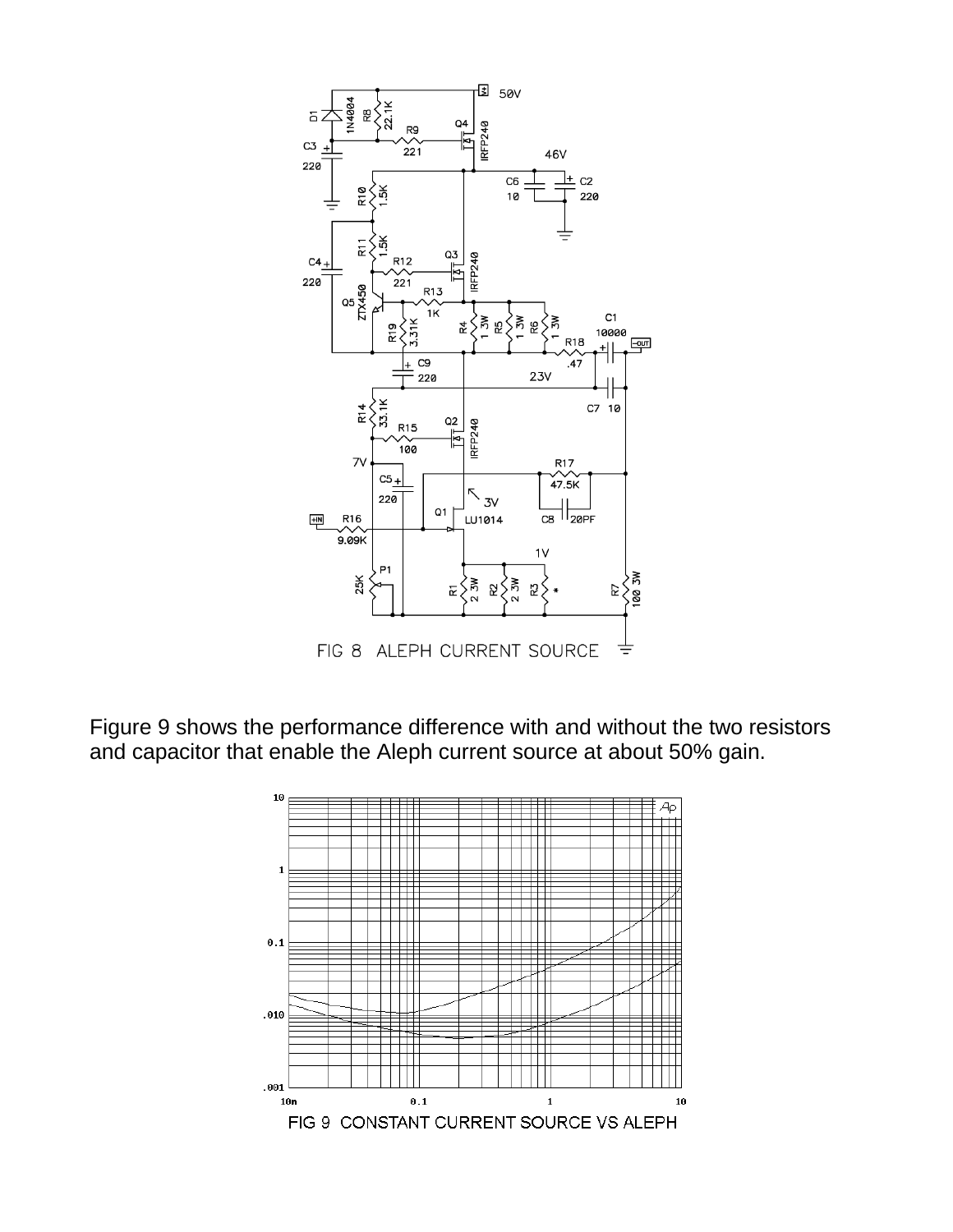FIG 8 ALEPH CURRENT SOURCE

Figure 9 shows the performance difference with and without the two resistors and capacitor that enable the Aleph current source at about 50% gain.

FIG 9 CONSTANT CURRENT SOURCE VS ALEPH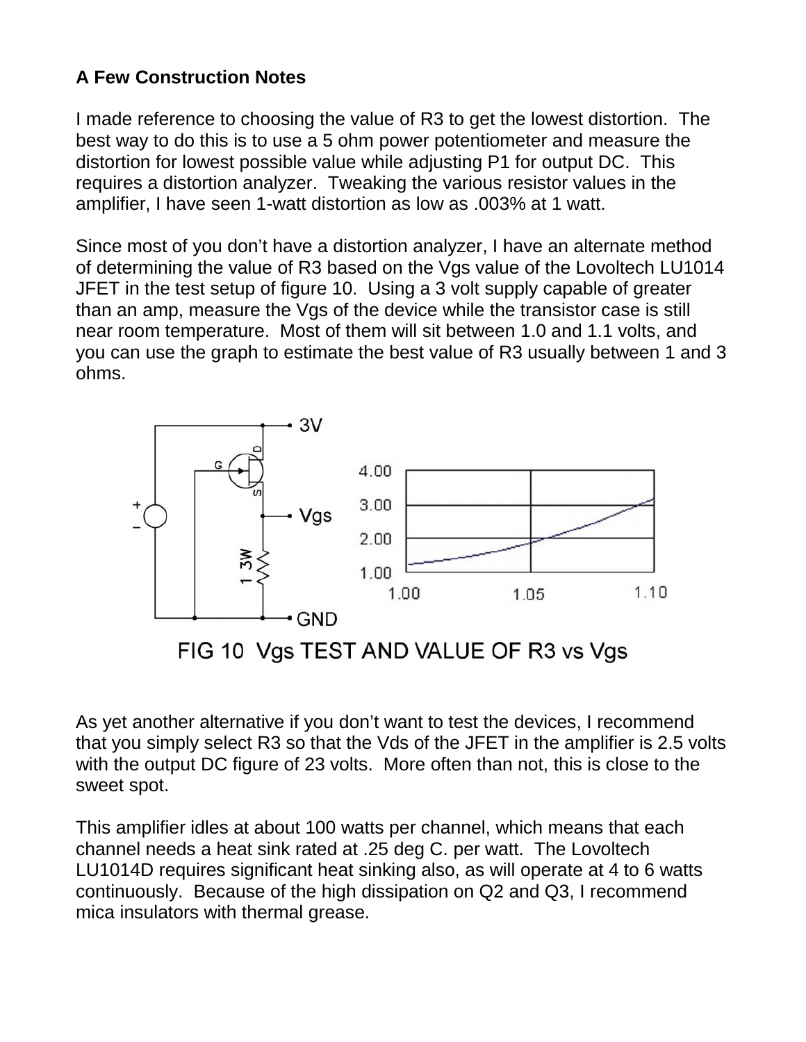**A Few Construction Notes**

I made reference to choosing the value of R3 to get the lowest distortion. The best way to do this is to use a 5 ohm power potentiometer and measure the distortion for lowest possible value while adjusting P1 for output DC. This requires a distortion analyzer. Tweaking the various resistor values in the amplifier, I have seen 1-watt distortion as low as .003% at 1 watt.

Since most of you don't have a distortion analyzer, I have an alternate method of determining the value of R3 based on the Vgs value of the Lovoltech LU1014 JFET in the test setup of figure 10. Using a 3 volt supply capable of greater than an amp, measure the Vgs of the device while the transistor case is still near room temperature. Most of them will sit between 1.0 and 1.1 volts, and you can use the graph to estimate the best value of R3 usually between 1 and 3 ohms.

FIG 10 Vgs TEST AND VALUE OF R3 vs Vgs

As yet another alternative if you don't want to test the devices, I recommend that you simply select R3 so that the Vds of the JFET in the amplifier is 2.5 volts with the output DC figure of 23 volts. More often than not, this is close to the sweet spot.

This amplifier idles at about 100 watts per channel, which means that each channel needs a heat sink rated at .25 deg C. per watt. The Lovoltech LU1014D requires significant heat sinking also, as will operate at 4 to 6 watts continuously. Because of the high dissipation on Q2 and Q3, I recommend mica insulators with thermal grease.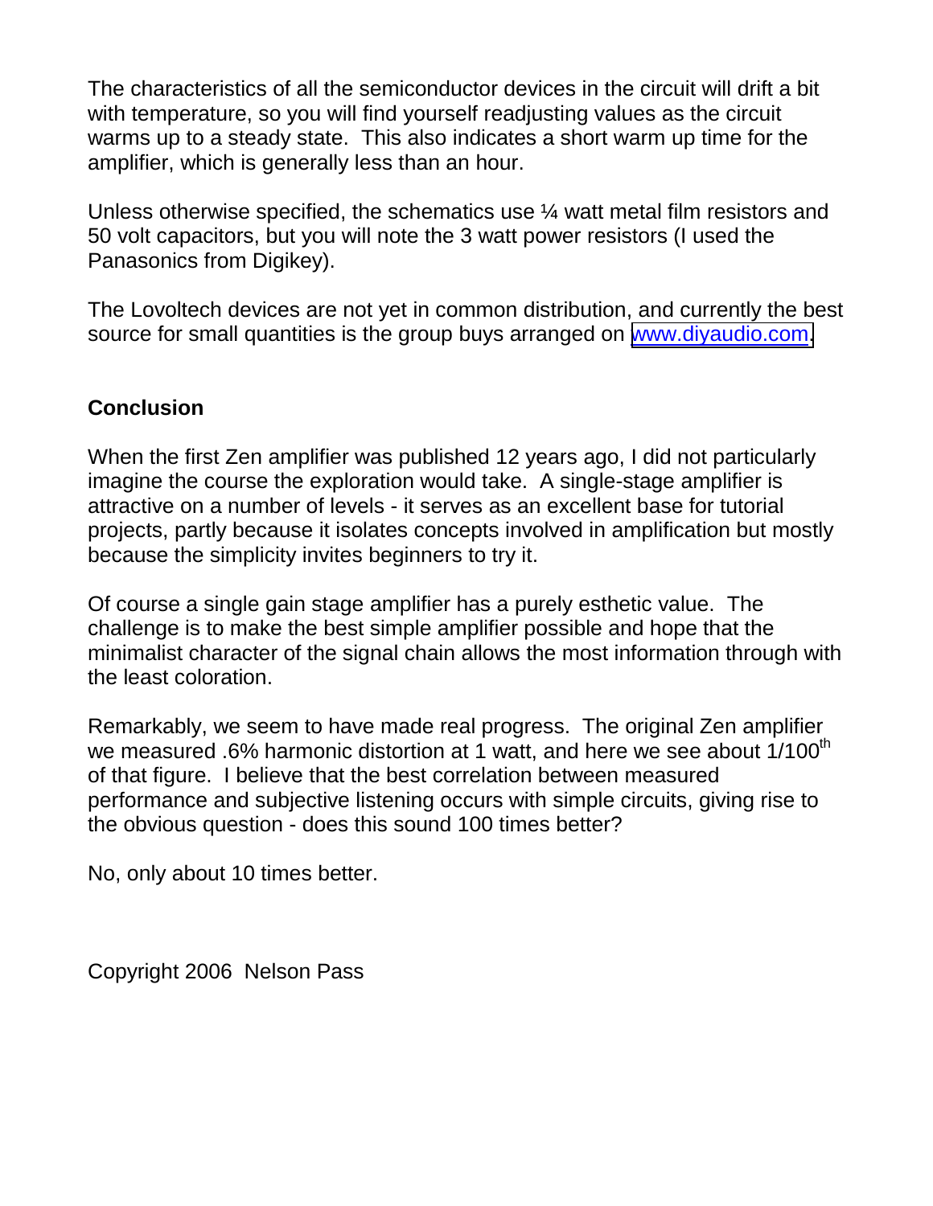The characteristics of all the semiconductor devices in the circuit will drift a bit with temperature, so you will find yourself readjusting values as the circuit warms up to a steady state. This also indicates a short warm up time for the amplifier, which is generally less than an hour.

Unless otherwise specified, the schematics use ¼ watt metal film resistors and 50 volt capacitors, but you will note the 3 watt power resistors (I used the Panasonics from Digikey).

The Lovoltech devices are not yet in common distribution, and currently the best source for small quantities is the group buys arranged on www.diyaudio.com.

## Conclusion

When the first Zen amplifier was published 12 years ago, I did not particularly imagine the course the exploration would take. A single-stage amplifier is attractive on a number of levels - it serves as an excellent base for tutorial projects, partly because it isolates concepts involved in amplification but mostly because the simplicity invites beginners to try it.

Of course a single gain stage amplifier has a purely esthetic value. The challenge is to make the best simple amplifier possible and hope that the minimalist character of the signal chain allows the most information through with the least coloration.

Remarkably, we seem to have made real progress. The original Zen amplifier we measured .6% harmonic distortion at 1 watt, and here we see about $1/100^{th}$ of that figure. I believe that the best correlation between measured performance and subjective listening occurs with simple circuits, giving rise to the obvious question - does this sound 100 times better?

No, only about 10 times better.

Copyright 2006 Nelson Pass